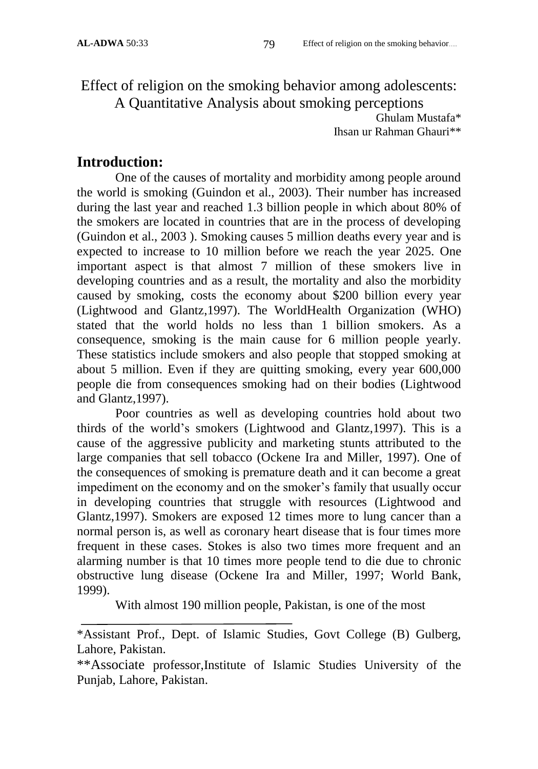# Effect of religion on the smoking behavior among adolescents: A Quantitative Analysis about smoking perceptions

Ghulam Mustafa*

Ihsan ur Rahman Ghauri**

## Introduction:

One of the causes of mortality and morbidity among people around the world is smoking (Guindon et al., 2003). Their number has increased during the last year and reached 1.3 billion people in which about 80% of the smokers are located in countries that are in the process of developing (Guindon et al., 2003 ). Smoking causes 5 million deaths every year and is expected to increase to 10 million before we reach the year 2025. One important aspect is that almost 7 million of these smokers live in developing countries and as a result, the mortality and also the morbidity caused by smoking, costs the economy about $200 billion every year (Lightwood and Glantz,1997). The WorldHealth Organization (WHO) stated that the world holds no less than 1 billion smokers. As a consequence, smoking is the main cause for 6 million people yearly. These statistics include smokers and also people that stopped smoking at about 5 million. Even if they are quitting smoking, every year 600,000 people die from consequences smoking had on their bodies (Lightwood and Glantz,1997).

Poor countries as well as developing countries hold about two thirds of the world's smokers (Lightwood and Glantz,1997). This is a cause of the aggressive publicity and marketing stunts attributed to the large companies that sell tobacco (Ockene Ira and Miller, 1997). One of the consequences of smoking is premature death and it can become a great impediment on the economy and on the smoker's family that usually occur in developing countries that struggle with resources (Lightwood and Glantz,1997). Smokers are exposed 12 times more to lung cancer than a normal person is, as well as coronary heart disease that is four times more frequent in these cases. Stokes is also two times more frequent and an alarming number is that 10 times more people tend to die due to chronic obstructive lung disease (Ockene Ira and Miller, 1997; World Bank, 1999).

With almost 190 million people, Pakistan, is one of the most

---

*Assistant Prof., Dept. of Islamic Studies, Govt College (B) Gulberg, Lahore, Pakistan.

**Associate professor,Institute of Islamic Studies University of the Punjab, Lahore, Pakistan.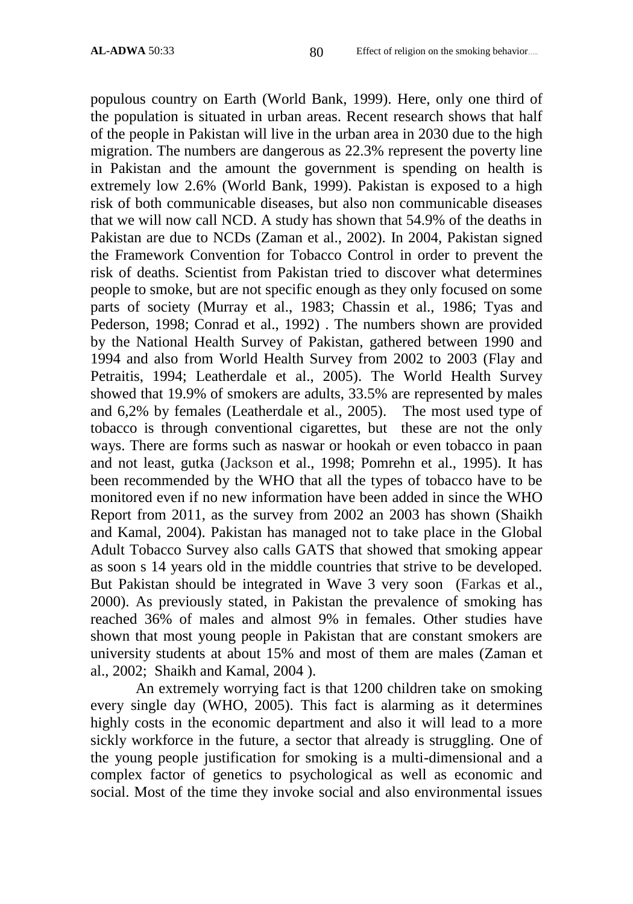populous country on Earth (World Bank, 1999). Here, only one third of the population is situated in urban areas. Recent research shows that half of the people in Pakistan will live in the urban area in 2030 due to the high migration. The numbers are dangerous as 22.3% represent the poverty line in Pakistan and the amount the government is spending on health is extremely low 2.6% (World Bank, 1999). Pakistan is exposed to a high risk of both communicable diseases, but also non communicable diseases that we will now call NCD. A study has shown that 54.9% of the deaths in Pakistan are due to NCDs (Zaman et al., 2002). In 2004, Pakistan signed the Framework Convention for Tobacco Control in order to prevent the risk of deaths. Scientist from Pakistan tried to discover what determines people to smoke, but are not specific enough as they only focused on some parts of society (Murray et al., 1983; Chassin et al., 1986; Tyas and Pederson, 1998; Conrad et al., 1992) . The numbers shown are provided by the National Health Survey of Pakistan, gathered between 1990 and 1994 and also from World Health Survey from 2002 to 2003 (Flay and Petraitis, 1994; Leatherdale et al., 2005). The World Health Survey showed that 19.9% of smokers are adults, 33.5% are represented by males and 6,2% by females (Leatherdale et al., 2005). The most used type of tobacco is through conventional cigarettes, but these are not the only ways. There are forms such as naswar or hookah or even tobacco in paan and not least, gutka (Jackson et al., 1998; Pomrehn et al., 1995). It has been recommended by the WHO that all the types of tobacco have to be monitored even if no new information have been added in since the WHO Report from 2011, as the survey from 2002 an 2003 has shown (Shaikh and Kamal, 2004). Pakistan has managed not to take place in the Global Adult Tobacco Survey also calls GATS that showed that smoking appear as soon s 14 years old in the middle countries that strive to be developed. But Pakistan should be integrated in Wave 3 very soon (Farkas et al., 2000). As previously stated, in Pakistan the prevalence of smoking has reached 36% of males and almost 9% in females. Other studies have shown that most young people in Pakistan that are constant smokers are university students at about 15% and most of them are males (Zaman et al., 2002; Shaikh and Kamal, 2004 ).

An extremely worrying fact is that 1200 children take on smoking every single day (WHO, 2005). This fact is alarming as it determines highly costs in the economic department and also it will lead to a more sickly workforce in the future, a sector that already is struggling. One of the young people justification for smoking is a multi-dimensional and a complex factor of genetics to psychological as well as economic and social. Most of the time they invoke social and also environmental issues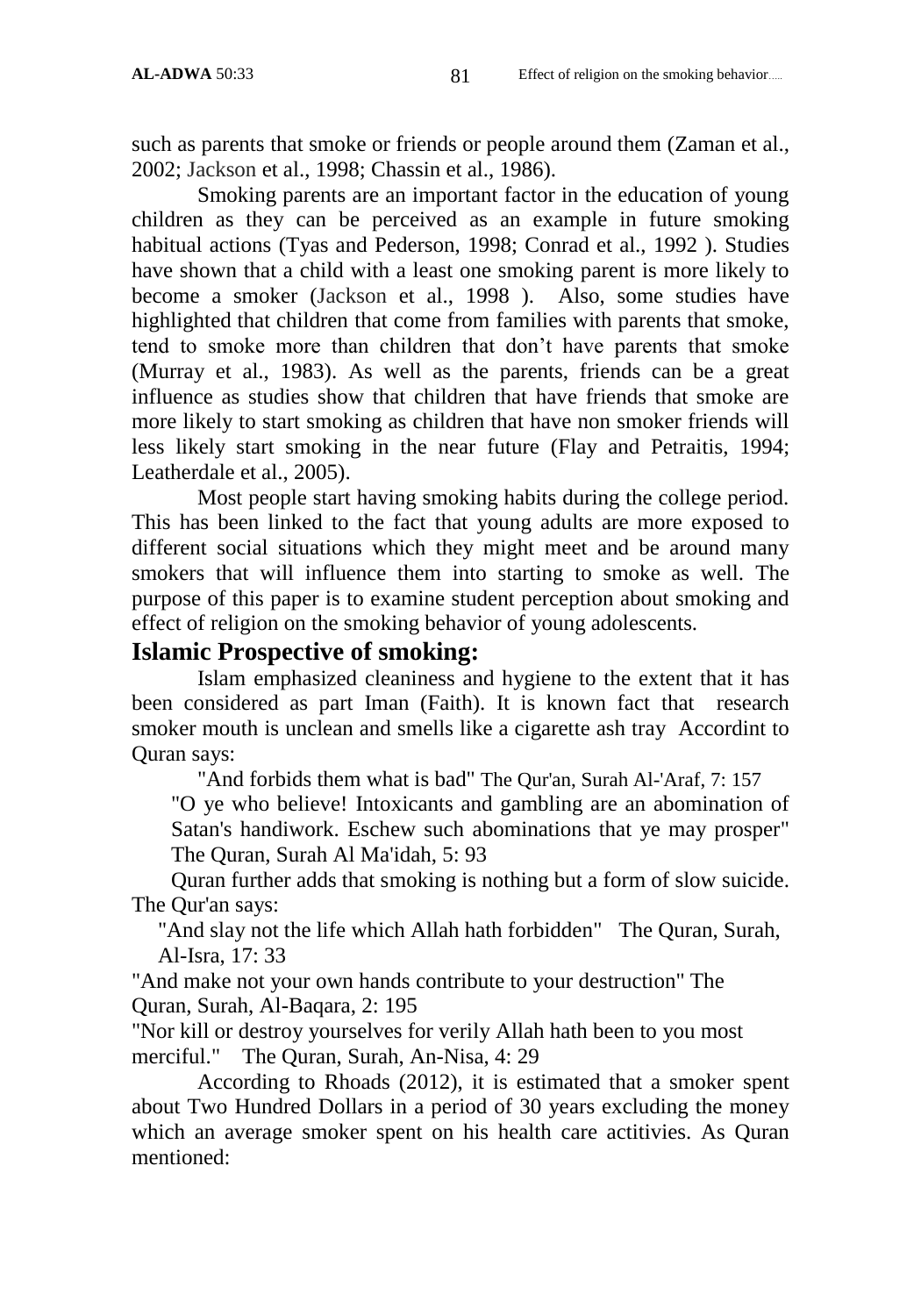such as parents that smoke or friends or people around them (Zaman et al., 2002; Jackson et al., 1998; Chassin et al., 1986).

Smoking parents are an important factor in the education of young children as they can be perceived as an example in future smoking habitual actions (Tyas and Pederson, 1998; Conrad et al., 1992 ). Studies have shown that a child with a least one smoking parent is more likely to become a smoker (Jackson et al., 1998 ). Also, some studies have highlighted that children that come from families with parents that smoke, tend to smoke more than children that don't have parents that smoke (Murray et al., 1983). As well as the parents, friends can be a great influence as studies show that children that have friends that smoke are more likely to start smoking as children that have non smoker friends will less likely start smoking in the near future (Flay and Petraitis, 1994; Leatherdale et al., 2005).

Most people start having smoking habits during the college period. This has been linked to the fact that young adults are more exposed to different social situations which they might meet and be around many smokers that will influence them into starting to smoke as well. The purpose of this paper is to examine student perception about smoking and effect of religion on the smoking behavior of young adolescents.

## Islamic Prospective of smoking:

Islam emphasized cleaniness and hygiene to the extent that it has been considered as part Iman (Faith). It is known fact that research smoker mouth is unclean and smells like a cigarette ash tray Accordint to Quran says:

"And forbids them what is bad" The Qur'an, Surah Al-'Araf, 7: 157

"O ye who believe! Intoxicants and gambling are an abomination of Satan's handiwork. Eschew such abominations that ye may prosper" The Quran, Surah Al Ma'idah, 5: 93

Quran further adds that smoking is nothing but a form of slow suicide. The Qur'an says:

"And slay not the life which Allah hath forbidden" The Quran, Surah, Al-Isra, 17: 33

"And make not your own hands contribute to your destruction" The Quran, Surah, Al-Baqara, 2: 195

"Nor kill or destroy yourselves for verily Allah hath been to you most merciful." The Quran, Surah, An-Nisa, 4: 29

According to Rhoads (2012), it is estimated that a smoker spent about Two Hundred Dollars in a period of 30 years excluding the money which an average smoker spent on his health care actitivies. As Quran mentioned: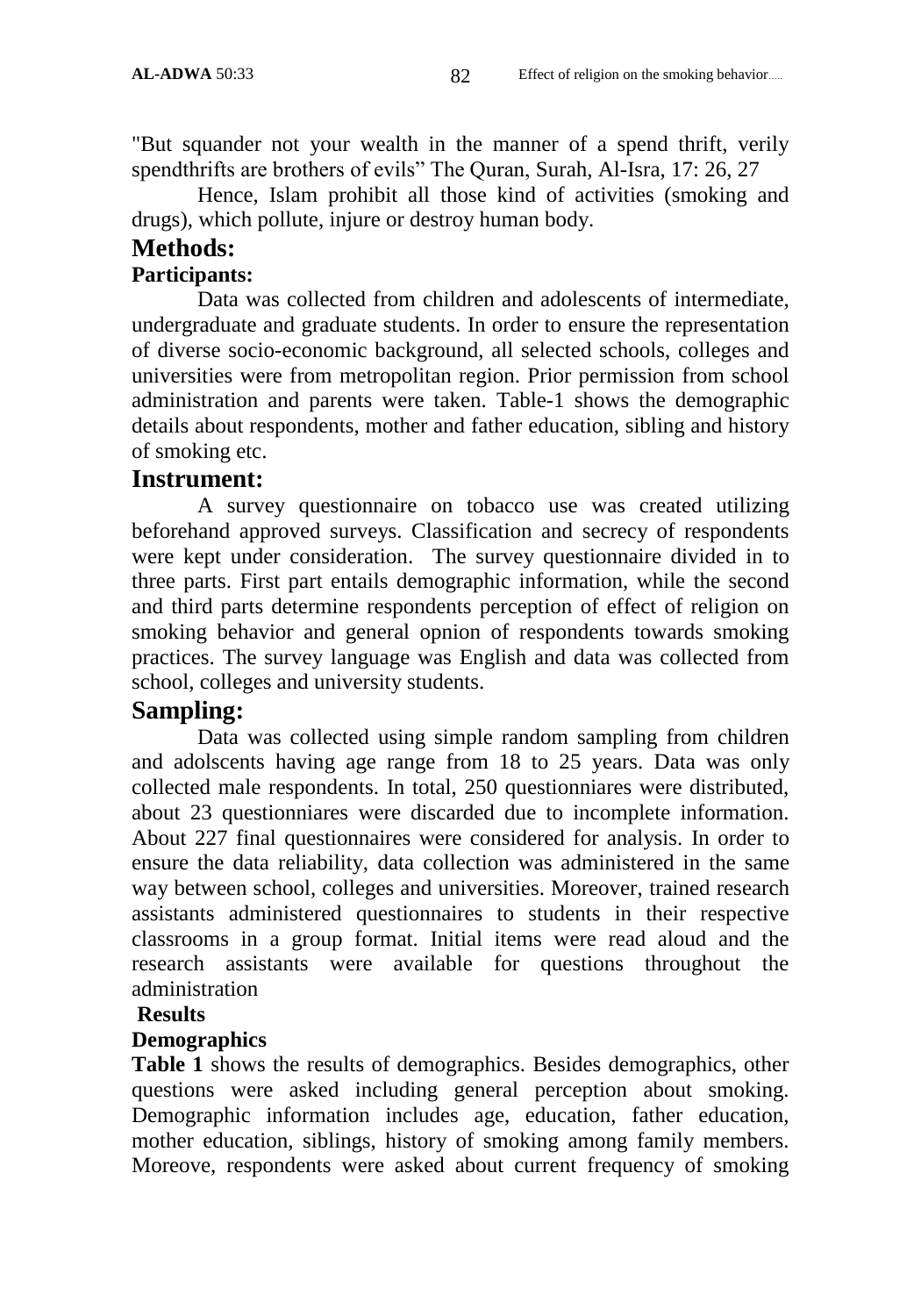"But squander not your wealth in the manner of a spend thrift, verily spendthrifts are brothers of evils" The Quran, Surah, Al-Isra, 17: 26, 27

Hence, Islam prohibit all those kind of activities (smoking and drugs), which pollute, injure or destroy human body.

## Methods:

### Participants:

Data was collected from children and adolescents of intermediate, undergraduate and graduate students. In order to ensure the representation of diverse socio-economic background, all selected schools, colleges and universities were from metropolitan region. Prior permission from school administration and parents were taken. Table-1 shows the demographic details about respondents, mother and father education, sibling and history of smoking etc.

## Instrument:

A survey questionnaire on tobacco use was created utilizing beforehand approved surveys. Classification and secrecy of respondents were kept under consideration. The survey questionnaire divided in to three parts. First part entails demographic information, while the second and third parts determine respondents perception of effect of religion on smoking behavior and general opnion of respondents towards smoking practices. The survey language was English and data was collected from school, colleges and university students.

## Sampling:

Data was collected using simple random sampling from children and adolscents having age range from 18 to 25 years. Data was only collected male respondents. In total, 250 questionniares were distributed, about 23 questionniares were discarded due to incomplete information. About 227 final questionnaires were considered for analysis. In order to ensure the data reliability, data collection was administered in the same way between school, colleges and universities. Moreover, trained research assistants administered questionnaires to students in their respective classrooms in a group format. Initial items were read aloud and the research assistants were available for questions throughout the administration

### Results

### Demographics

**Table 1** shows the results of demographics. Besides demographics, other questions were asked including general perception about smoking. Demographic information includes age, education, father education, mother education, siblings, history of smoking among family members. Moreove, respondents were asked about current frequency of smoking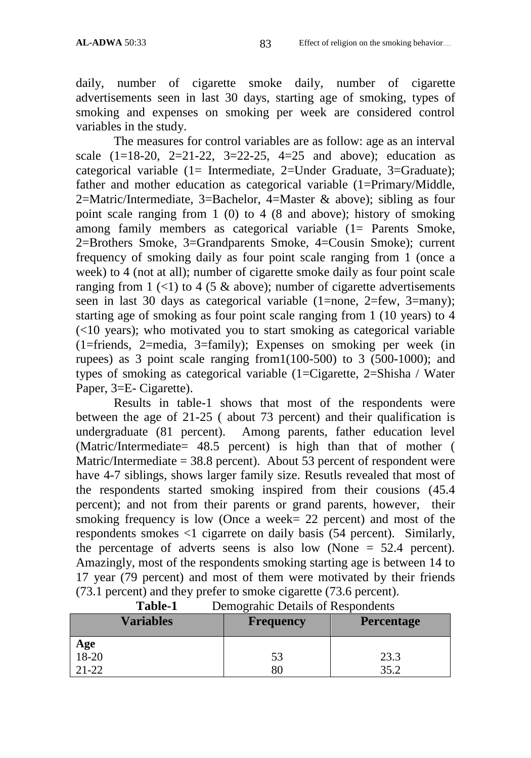daily, number of cigarette smoke daily, number of cigarette advertisements seen in last 30 days, starting age of smoking, types of smoking and expenses on smoking per week are considered control variables in the study.

The measures for control variables are as follow: age as an interval scale (1=18-20, 2=21-22, 3=22-25, 4=25 and above); education as categorical variable (1= Intermediate, 2=Under Graduate, 3=Graduate); father and mother education as categorical variable (1=Primary/Middle, 2=Matric/Intermediate, 3=Bachelor, 4=Master & above); sibling as four point scale ranging from 1 (0) to 4 (8 and above); history of smoking among family members as categorical variable (1= Parents Smoke, 2=Brothers Smoke, 3=Grandparents Smoke, 4=Cousin Smoke); current frequency of smoking daily as four point scale ranging from 1 (once a week) to 4 (not at all); number of cigarette smoke daily as four point scale ranging from 1 (<1) to 4 (5 & above); number of cigarette advertisements seen in last 30 days as categorical variable (1=none, 2=few, 3=many); starting age of smoking as four point scale ranging from 1 (10 years) to 4 (<10 years); who motivated you to start smoking as categorical variable (1=friends, 2=media, 3=family); Expenses on smoking per week (in rupees) as 3 point scale ranging from1(100-500) to 3 (500-1000); and types of smoking as categorical variable (1=Cigarette, 2=Shisha / Water Paper, 3=E- Cigarette).

Results in table-1 shows that most of the respondents were between the age of 21-25 ( about 73 percent) and their qualification is undergraduate (81 percent). Among parents, father education level (Matric/Intermediate= 48.5 percent) is high than that of mother ( Matric/Intermediate = 38.8 percent). About 53 percent of respondent were have 4-7 siblings, shows larger family size. Resutls revealed that most of the respondents started smoking inspired from their cousions (45.4 percent); and not from their parents or grand parents, however, their smoking frequency is low (Once a week= 22 percent) and most of the respondents smokes <1 cigarrete on daily basis (54 percent). Similarly, the percentage of adverts seens is also low (None = 52.4 percent). Amazingly, most of the respondents smoking starting age is between 14 to 17 year (79 percent) and most of them were motivated by their friends (73.1 percent) and they prefer to smoke cigarette (73.6 percent).

**Table-1** Demograhic Details of Respondents

| Variables | Frequency | Percentage |
|---|---|---|
| **Age** | | |
| 18-20 | 53 | 23.3 |
| 21-22 | 80 | 35.2 |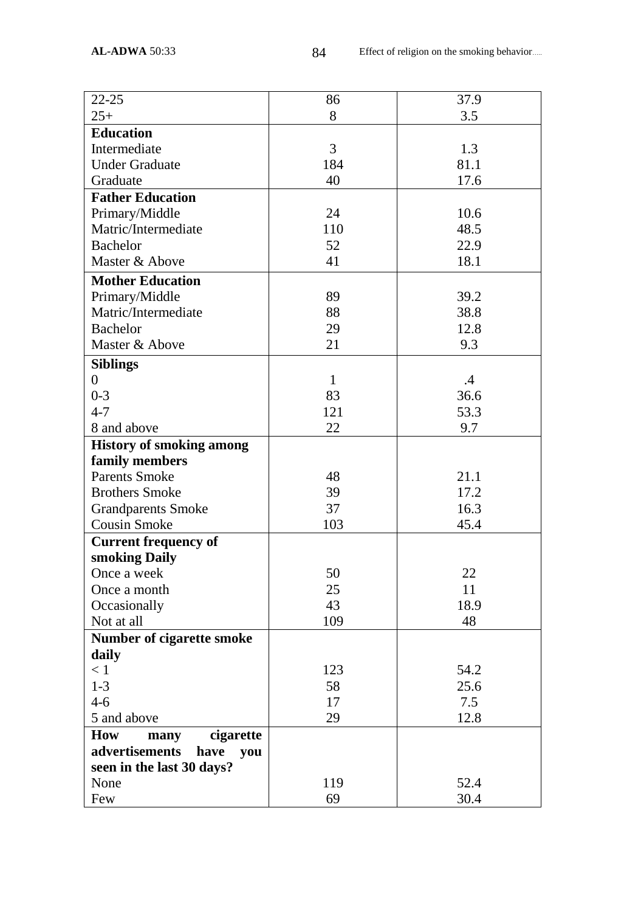| | | |
|---|---|---|
| 22-25 | 86 | 37.9 |
| 25+ | 8 | 3.5 |
| **Education** | | |
| Intermediate | 3 | 1.3 |
| Under Graduate | 184 | 81.1 |
| Graduate | 40 | 17.6 |
| **Father Education** | | |
| Primary/Middle | 24 | 10.6 |
| Matric/Intermediate | 110 | 48.5 |
| Bachelor | 52 | 22.9 |
| Master & Above | 41 | 18.1 |
| **Mother Education** | | |
| Primary/Middle | 89 | 39.2 |
| Matric/Intermediate | 88 | 38.8 |
| Bachelor | 29 | 12.8 |
| Master & Above | 21 | 9.3 |
| **Siblings** | | |
| 0 | 1 | .4 |
| 0-3 | 83 | 36.6 |
| 4-7 | 121 | 53.3 |
| 8 and above | 22 | 9.7 |
| **History of smoking among family members** | | |
| Parents Smoke | 48 | 21.1 |
| Brothers Smoke | 39 | 17.2 |
| Grandparents Smoke | 37 | 16.3 |
| Cousin Smoke | 103 | 45.4 |
| **Current frequency of smoking Daily** | | |
| Once a week | 50 | 22 |
| Once a month | 25 | 11 |
| Occasionally | 43 | 18.9 |
| Not at all | 109 | 48 |
| **Number of cigarette smoke daily** | | |
| < 1 | 123 | 54.2 |
| 1-3 | 58 | 25.6 |
| 4-6 | 17 | 7.5 |
| 5 and above | 29 | 12.8 |
| **How many cigarette advertisements have you seen in the last 30 days?** | | |
| None | 119 | 52.4 |
| Few | 69 | 30.4 |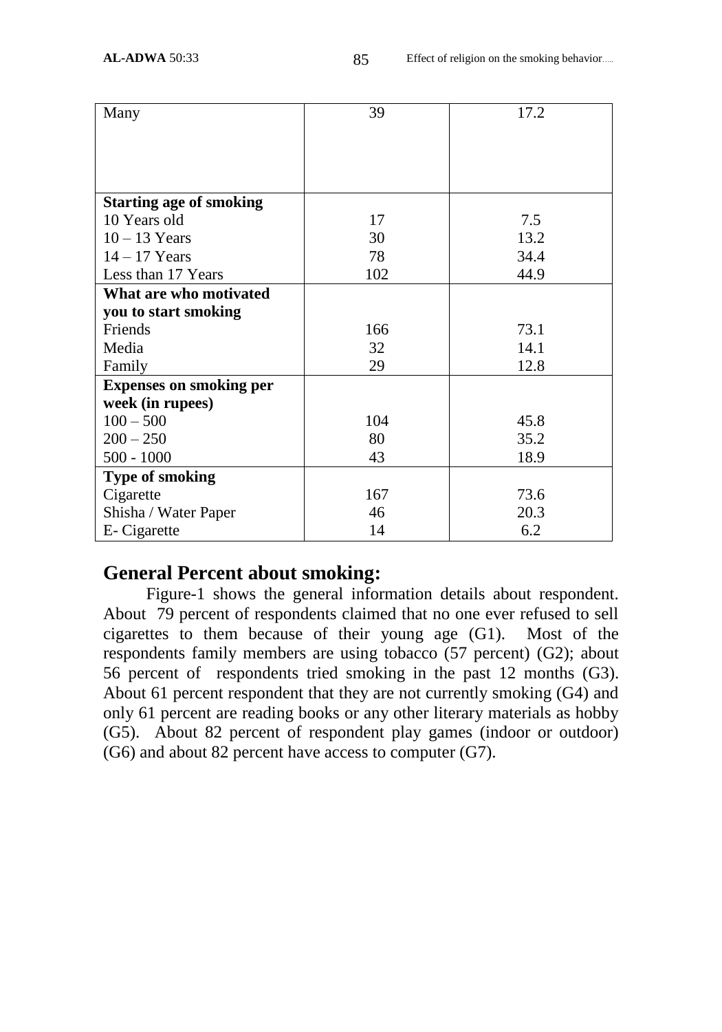| | | |
|---|---|---|
| Many | 39 | 17.2 |
| **Starting age of smoking** | | |
| 10 Years old | 17 | 7.5 |
| 10 – 13 Years | 30 | 13.2 |
| 14 – 17 Years | 78 | 34.4 |
| Less than 17 Years | 102 | 44.9 |
| **What are who motivated you to start smoking** | | |
| Friends | 166 | 73.1 |
| Media | 32 | 14.1 |
| Family | 29 | 12.8 |
| **Expenses on smoking per week (in rupees)** | | |
| 100 – 500 | 104 | 45.8 |
| 200 – 250 | 80 | 35.2 |
| 500 - 1000 | 43 | 18.9 |
| **Type of smoking** | | |
| Cigarette | 167 | 73.6 |
| Shisha / Water Paper | 46 | 20.3 |
| E- Cigarette | 14 | 6.2 |

## General Percent about smoking:

Figure-1 shows the general information details about respondent. About 79 percent of respondents claimed that no one ever refused to sell cigarettes to them because of their young age (G1). Most of the respondents family members are using tobacco (57 percent) (G2); about 56 percent of respondents tried smoking in the past 12 months (G3). About 61 percent respondent that they are not currently smoking (G4) and only 61 percent are reading books or any other literary materials as hobby (G5). About 82 percent of respondent play games (indoor or outdoor) (G6) and about 82 percent have access to computer (G7).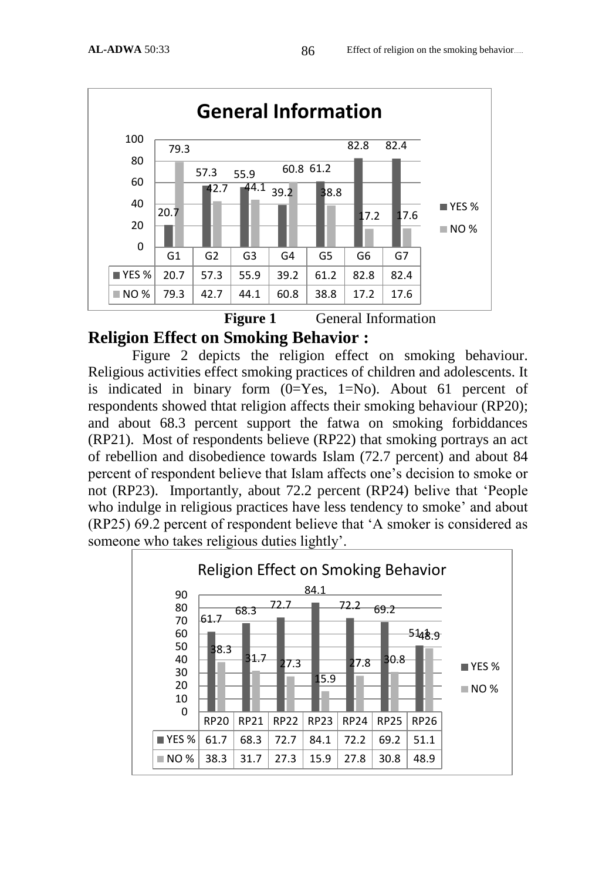**General Information**

| | G1 | G2 | G3 | G4 | G5 | G6 | G7 |
|---|---|---|---|---|---|---|---|
| YES % | 20.7 | 57.3 | 55.9 | 39.2 | 61.2 | 82.8 | 82.4 |
| NO % | 79.3 | 42.7 | 44.1 | 60.8 | 38.8 | 17.2 | 17.6 |

**Figure 1** General Information

## Religion Effect on Smoking Behavior :

Figure 2 depicts the religion effect on smoking behaviour. Religious activities effect smoking practices of children and adolescents. It is indicated in binary form (0=Yes, 1=No). About 61 percent of respondents showed thtat religion affects their smoking behaviour (RP20); and about 68.3 percent support the fatwa on smoking forbiddances (RP21). Most of respondents believe (RP22) that smoking portrays an act of rebellion and disobedience towards Islam (72.7 percent) and about 84 percent of respondent believe that Islam affects one's decision to smoke or not (RP23). Importantly, about 72.2 percent (RP24) belive that 'People who indulge in religious practices have less tendency to smoke' and about (RP25) 69.2 percent of respondent believe that 'A smoker is considered as someone who takes religious duties lightly'.

Religion Effect on Smoking Behavior

| | RP20 | RP21 | RP22 | RP23 | RP24 | RP25 | RP26 |
|---|---|---|---|---|---|---|---|
| YES % | 61.7 | 68.3 | 72.7 | 84.1 | 72.2 | 69.2 | 51.1 |
| NO % | 38.3 | 31.7 | 27.3 | 15.9 | 27.8 | 30.8 | 48.9 |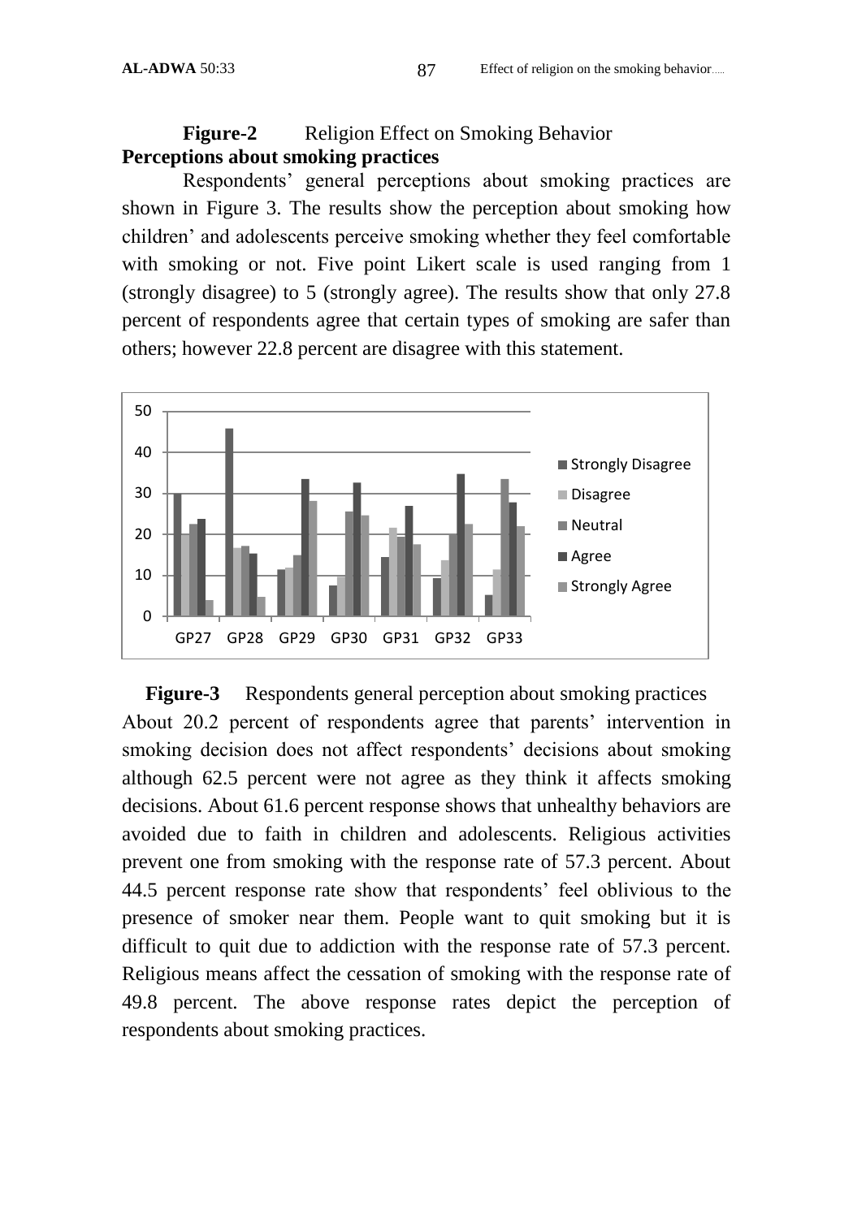**Figure-2** Religion Effect on Smoking Behavior

**Perceptions about smoking practices**

Respondents' general perceptions about smoking practices are shown in Figure 3. The results show the perception about smoking how children' and adolescents perceive smoking whether they feel comfortable with smoking or not. Five point Likert scale is used ranging from 1 (strongly disagree) to 5 (strongly agree). The results show that only 27.8 percent of respondents agree that certain types of smoking are safer than others; however 22.8 percent are disagree with this statement.

**Figure-3** Respondents general perception about smoking practices

About 20.2 percent of respondents agree that parents' intervention in smoking decision does not affect respondents' decisions about smoking although 62.5 percent were not agree as they think it affects smoking decisions. About 61.6 percent response shows that unhealthy behaviors are avoided due to faith in children and adolescents. Religious activities prevent one from smoking with the response rate of 57.3 percent. About 44.5 percent response rate show that respondents' feel oblivious to the presence of smoker near them. People want to quit smoking but it is difficult to quit due to addiction with the response rate of 57.3 percent. Religious means affect the cessation of smoking with the response rate of 49.8 percent. The above response rates depict the perception of respondents about smoking practices.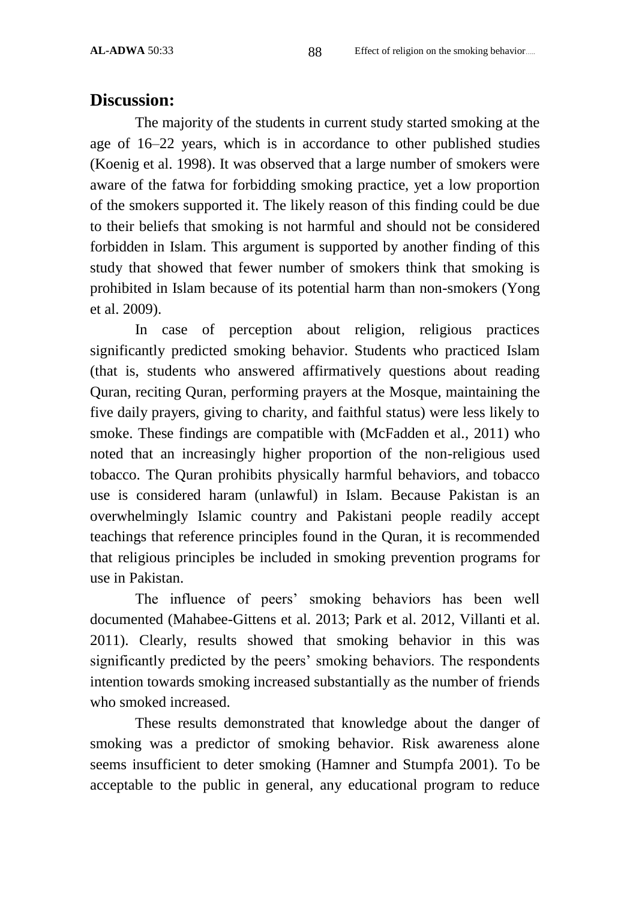## Discussion:

The majority of the students in current study started smoking at the age of 16–22 years, which is in accordance to other published studies (Koenig et al. 1998). It was observed that a large number of smokers were aware of the fatwa for forbidding smoking practice, yet a low proportion of the smokers supported it. The likely reason of this finding could be due to their beliefs that smoking is not harmful and should not be considered forbidden in Islam. This argument is supported by another finding of this study that showed that fewer number of smokers think that smoking is prohibited in Islam because of its potential harm than non-smokers (Yong et al. 2009).

In case of perception about religion, religious practices significantly predicted smoking behavior. Students who practiced Islam (that is, students who answered affirmatively questions about reading Quran, reciting Quran, performing prayers at the Mosque, maintaining the five daily prayers, giving to charity, and faithful status) were less likely to smoke. These findings are compatible with (McFadden et al., 2011) who noted that an increasingly higher proportion of the non-religious used tobacco. The Quran prohibits physically harmful behaviors, and tobacco use is considered haram (unlawful) in Islam. Because Pakistan is an overwhelmingly Islamic country and Pakistani people readily accept teachings that reference principles found in the Quran, it is recommended that religious principles be included in smoking prevention programs for use in Pakistan.

The influence of peers' smoking behaviors has been well documented (Mahabee-Gittens et al. 2013; Park et al. 2012, Villanti et al. 2011). Clearly, results showed that smoking behavior in this was significantly predicted by the peers' smoking behaviors. The respondents intention towards smoking increased substantially as the number of friends who smoked increased.

These results demonstrated that knowledge about the danger of smoking was a predictor of smoking behavior. Risk awareness alone seems insufficient to deter smoking (Hamner and Stumpfa 2001). To be acceptable to the public in general, any educational program to reduce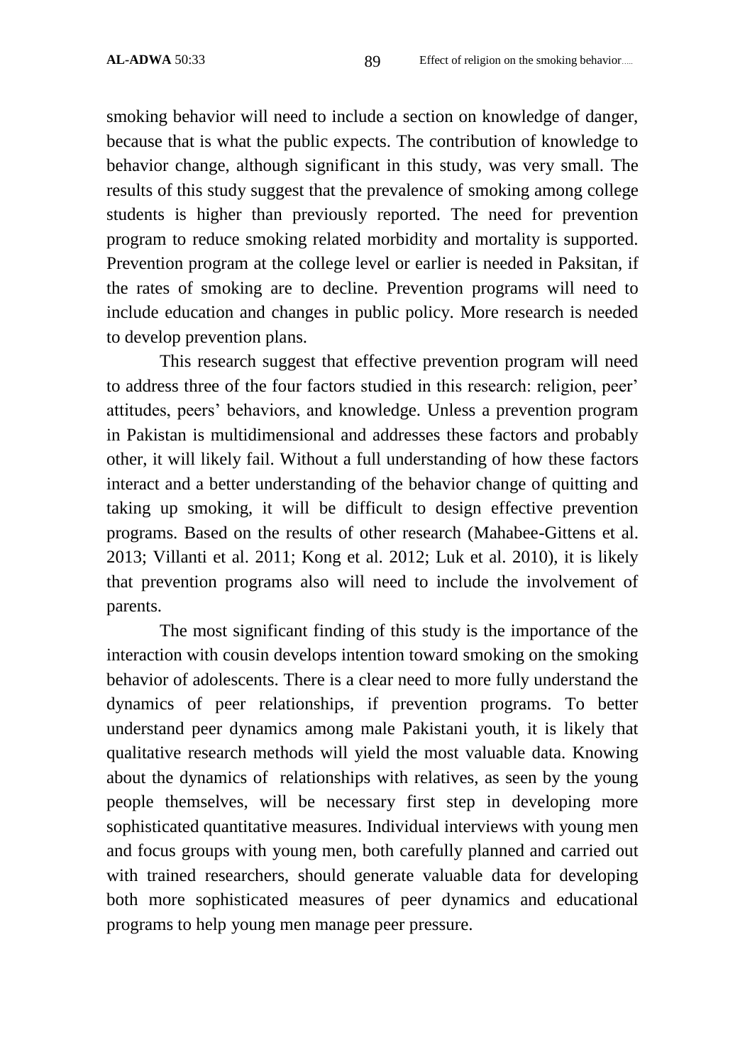smoking behavior will need to include a section on knowledge of danger, because that is what the public expects. The contribution of knowledge to behavior change, although significant in this study, was very small. The results of this study suggest that the prevalence of smoking among college students is higher than previously reported. The need for prevention program to reduce smoking related morbidity and mortality is supported. Prevention program at the college level or earlier is needed in Paksitan, if the rates of smoking are to decline. Prevention programs will need to include education and changes in public policy. More research is needed to develop prevention plans.

This research suggest that effective prevention program will need to address three of the four factors studied in this research: religion, peer' attitudes, peers' behaviors, and knowledge. Unless a prevention program in Pakistan is multidimensional and addresses these factors and probably other, it will likely fail. Without a full understanding of how these factors interact and a better understanding of the behavior change of quitting and taking up smoking, it will be difficult to design effective prevention programs. Based on the results of other research (Mahabee-Gittens et al. 2013; Villanti et al. 2011; Kong et al. 2012; Luk et al. 2010), it is likely that prevention programs also will need to include the involvement of parents.

The most significant finding of this study is the importance of the interaction with cousin develops intention toward smoking on the smoking behavior of adolescents. There is a clear need to more fully understand the dynamics of peer relationships, if prevention programs. To better understand peer dynamics among male Pakistani youth, it is likely that qualitative research methods will yield the most valuable data. Knowing about the dynamics of relationships with relatives, as seen by the young people themselves, will be necessary first step in developing more sophisticated quantitative measures. Individual interviews with young men and focus groups with young men, both carefully planned and carried out with trained researchers, should generate valuable data for developing both more sophisticated measures of peer dynamics and educational programs to help young men manage peer pressure.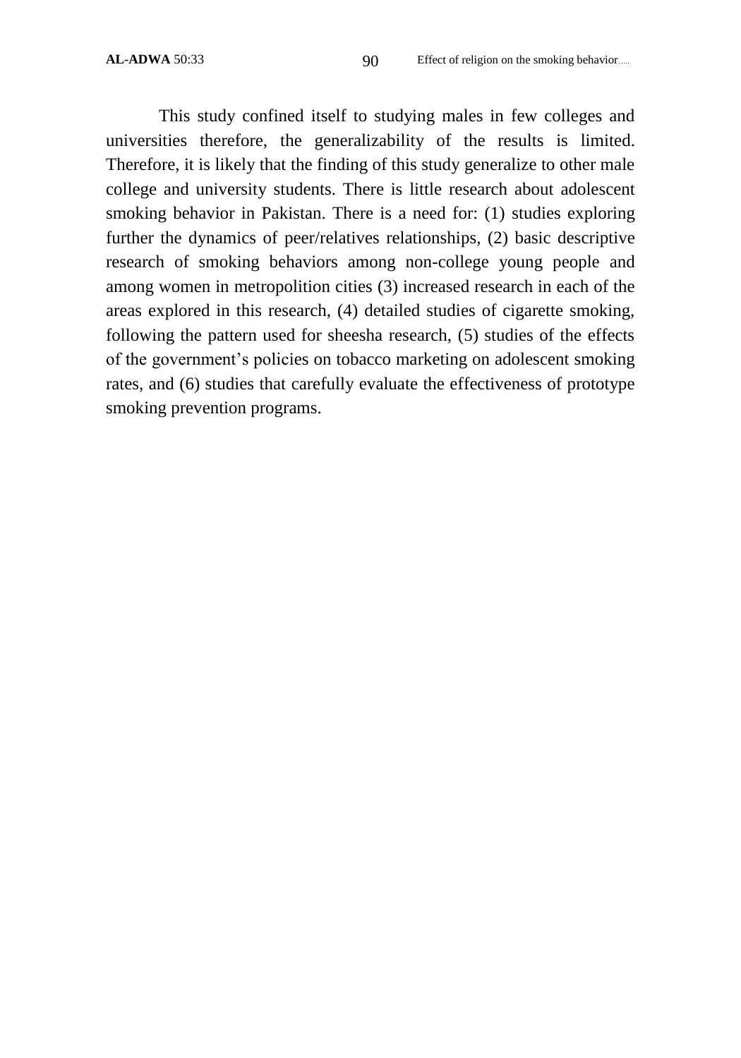This study confined itself to studying males in few colleges and universities therefore, the generalizability of the results is limited. Therefore, it is likely that the finding of this study generalize to other male college and university students. There is little research about adolescent smoking behavior in Pakistan. There is a need for: (1) studies exploring further the dynamics of peer/relatives relationships, (2) basic descriptive research of smoking behaviors among non-college young people and among women in metropolition cities (3) increased research in each of the areas explored in this research, (4) detailed studies of cigarette smoking, following the pattern used for sheesha research, (5) studies of the effects of the government's policies on tobacco marketing on adolescent smoking rates, and (6) studies that carefully evaluate the effectiveness of prototype smoking prevention programs.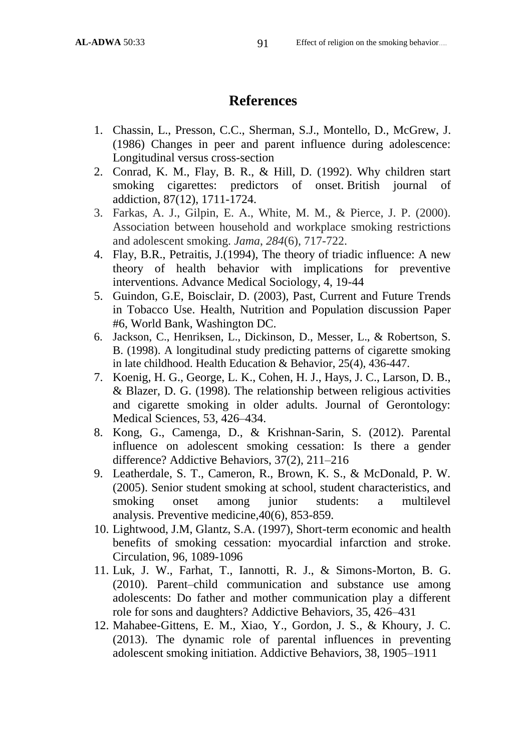# References

1. Chassin, L., Presson, C.C., Sherman, S.J., Montello, D., McGrew, J. (1986) Changes in peer and parent influence during adolescence: Longitudinal versus cross-section
2. Conrad, K. M., Flay, B. R., & Hill, D. (1992). Why children start smoking cigarettes: predictors of onset. British journal of addiction, 87(12), 1711-1724.
3. Farkas, A. J., Gilpin, E. A., White, M. M., & Pierce, J. P. (2000). Association between household and workplace smoking restrictions and adolescent smoking. *Jama*, *284*(6), 717-722.
4. Flay, B.R., Petraitis, J.(1994), The theory of triadic influence: A new theory of health behavior with implications for preventive interventions. Advance Medical Sociology, 4, 19-44
5. Guindon, G.E, Boisclair, D. (2003), Past, Current and Future Trends in Tobacco Use. Health, Nutrition and Population discussion Paper #6, World Bank, Washington DC.
6. Jackson, C., Henriksen, L., Dickinson, D., Messer, L., & Robertson, S. B. (1998). A longitudinal study predicting patterns of cigarette smoking in late childhood. Health Education & Behavior, 25(4), 436-447.
7. Koenig, H. G., George, L. K., Cohen, H. J., Hays, J. C., Larson, D. B., & Blazer, D. G. (1998). The relationship between religious activities and cigarette smoking in older adults. Journal of Gerontology: Medical Sciences, 53, 426–434.
8. Kong, G., Camenga, D., & Krishnan-Sarin, S. (2012). Parental influence on adolescent smoking cessation: Is there a gender difference? Addictive Behaviors, 37(2), 211–216
9. Leatherdale, S. T., Cameron, R., Brown, K. S., & McDonald, P. W. (2005). Senior student smoking at school, student characteristics, and smoking onset among junior students: a multilevel analysis. Preventive medicine,40(6), 853-859.
10. Lightwood, J.M, Glantz, S.A. (1997), Short-term economic and health benefits of smoking cessation: myocardial infarction and stroke. Circulation, 96, 1089-1096
11. Luk, J. W., Farhat, T., Iannotti, R. J., & Simons-Morton, B. G. (2010). Parent–child communication and substance use among adolescents: Do father and mother communication play a different role for sons and daughters? Addictive Behaviors, 35, 426–431
12. Mahabee-Gittens, E. M., Xiao, Y., Gordon, J. S., & Khoury, J. C. (2013). The dynamic role of parental influences in preventing adolescent smoking initiation. Addictive Behaviors, 38, 1905–1911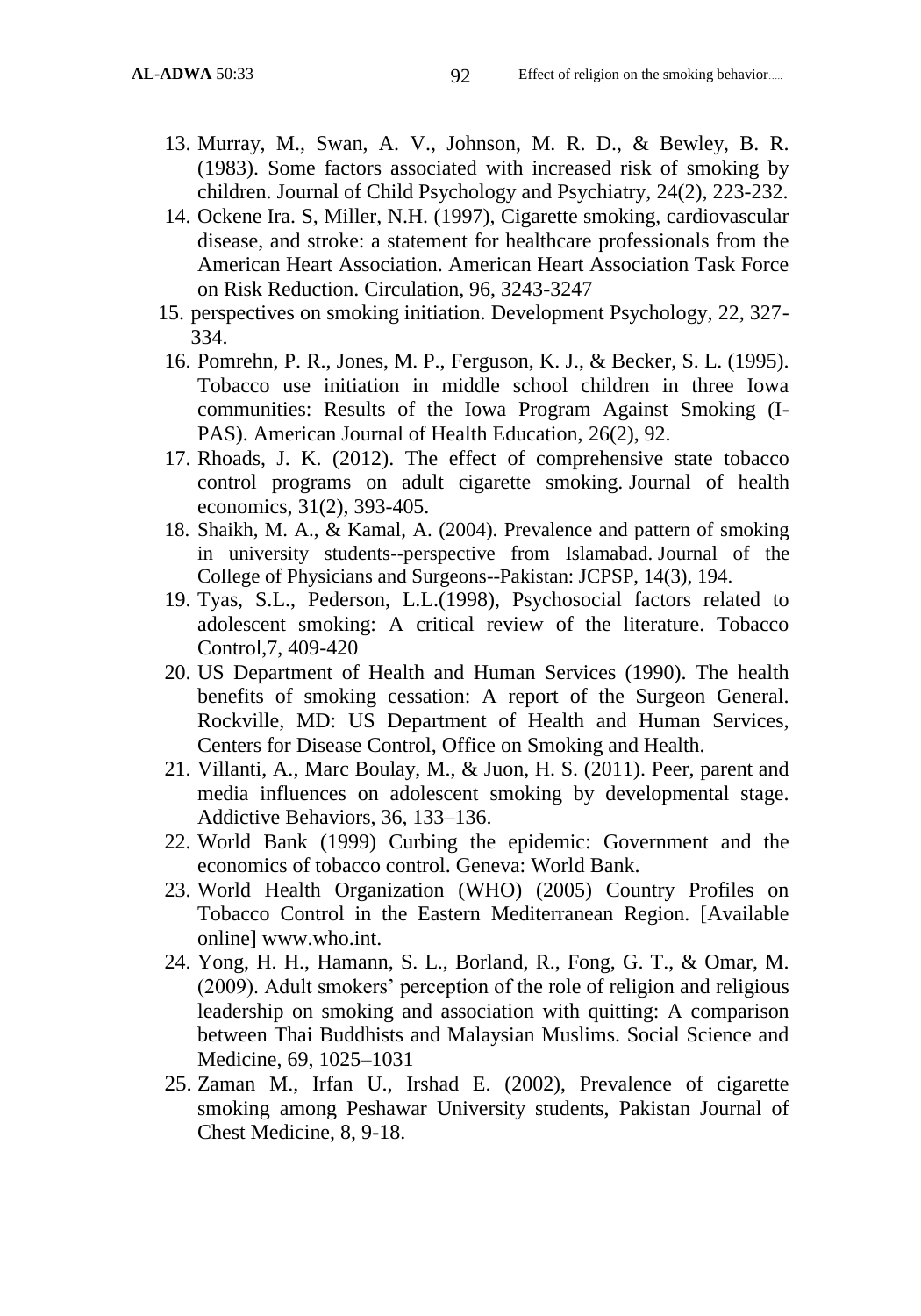13. Murray, M., Swan, A. V., Johnson, M. R. D., & Bewley, B. R. (1983). Some factors associated with increased risk of smoking by children. Journal of Child Psychology and Psychiatry, 24(2), 223-232.
14. Ockene Ira. S, Miller, N.H. (1997), Cigarette smoking, cardiovascular disease, and stroke: a statement for healthcare professionals from the American Heart Association. American Heart Association Task Force on Risk Reduction. Circulation, 96, 3243-3247
15. perspectives on smoking initiation. Development Psychology, 22, 327-334.
16. Pomrehn, P. R., Jones, M. P., Ferguson, K. J., & Becker, S. L. (1995). Tobacco use initiation in middle school children in three Iowa communities: Results of the Iowa Program Against Smoking (I-PAS). American Journal of Health Education, 26(2), 92.
17. Rhoads, J. K. (2012). The effect of comprehensive state tobacco control programs on adult cigarette smoking. Journal of health economics, 31(2), 393-405.
18. Shaikh, M. A., & Kamal, A. (2004). Prevalence and pattern of smoking in university students--perspective from Islamabad. Journal of the College of Physicians and Surgeons--Pakistan: JCPSP, 14(3), 194.
19. Tyas, S.L., Pederson, L.L.(1998), Psychosocial factors related to adolescent smoking: A critical review of the literature. Tobacco Control,7, 409-420
20. US Department of Health and Human Services (1990). The health benefits of smoking cessation: A report of the Surgeon General. Rockville, MD: US Department of Health and Human Services, Centers for Disease Control, Office on Smoking and Health.
21. Villanti, A., Marc Boulay, M., & Juon, H. S. (2011). Peer, parent and media influences on adolescent smoking by developmental stage. Addictive Behaviors, 36, 133–136.
22. World Bank (1999) Curbing the epidemic: Government and the economics of tobacco control. Geneva: World Bank.
23. World Health Organization (WHO) (2005) Country Profiles on Tobacco Control in the Eastern Mediterranean Region. [Available online] www.who.int.
24. Yong, H. H., Hamann, S. L., Borland, R., Fong, G. T., & Omar, M. (2009). Adult smokers' perception of the role of religion and religious leadership on smoking and association with quitting: A comparison between Thai Buddhists and Malaysian Muslims. Social Science and Medicine, 69, 1025–1031
25. Zaman M., Irfan U., Irshad E. (2002), Prevalence of cigarette smoking among Peshawar University students, Pakistan Journal of Chest Medicine, 8, 9-18.